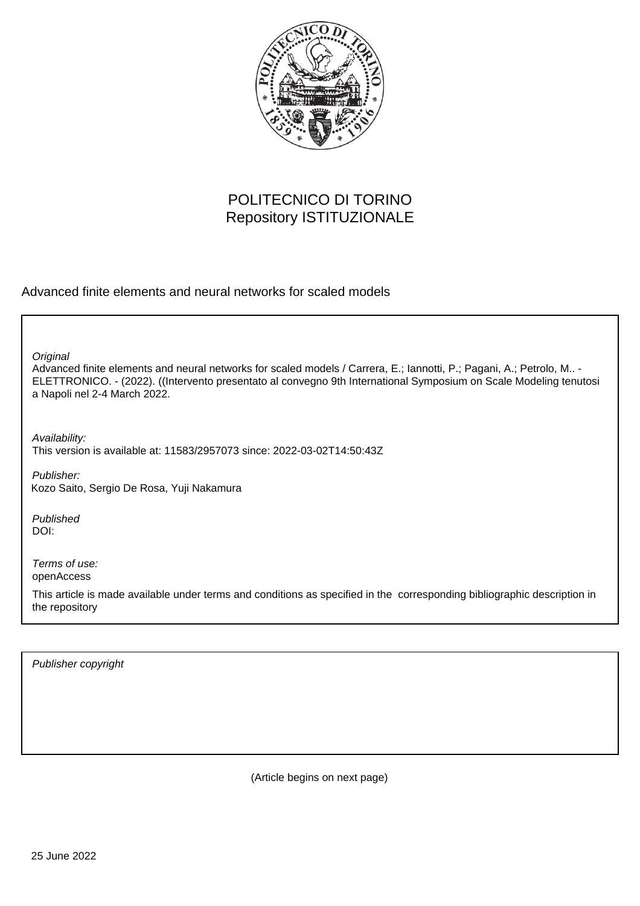POLITECNICO DI TORINO
Repository ISTITUZIONALE

Advanced finite elements and neural networks for scaled models

*Original*
Advanced finite elements and neural networks for scaled models / Carrera, E.; Iannotti, P.; Pagani, A.; Petrolo, M.. - ELETTRONICO. - (2022). ((Intervento presentato al convegno 9th International Symposium on Scale Modeling tenutosi a Napoli nel 2-4 March 2022.

*Availability:*
This version is available at: 11583/2957073 since: 2022-03-02T14:50:43Z

*Publisher:*
Kozo Saito, Sergio De Rosa, Yuji Nakamura

*Published*
DOI:

*Terms of use:*
openAccess

This article is made available under terms and conditions as specified in the corresponding bibliographic description in the repository

*Publisher copyright*

(Article begins on next page)

25 June 2022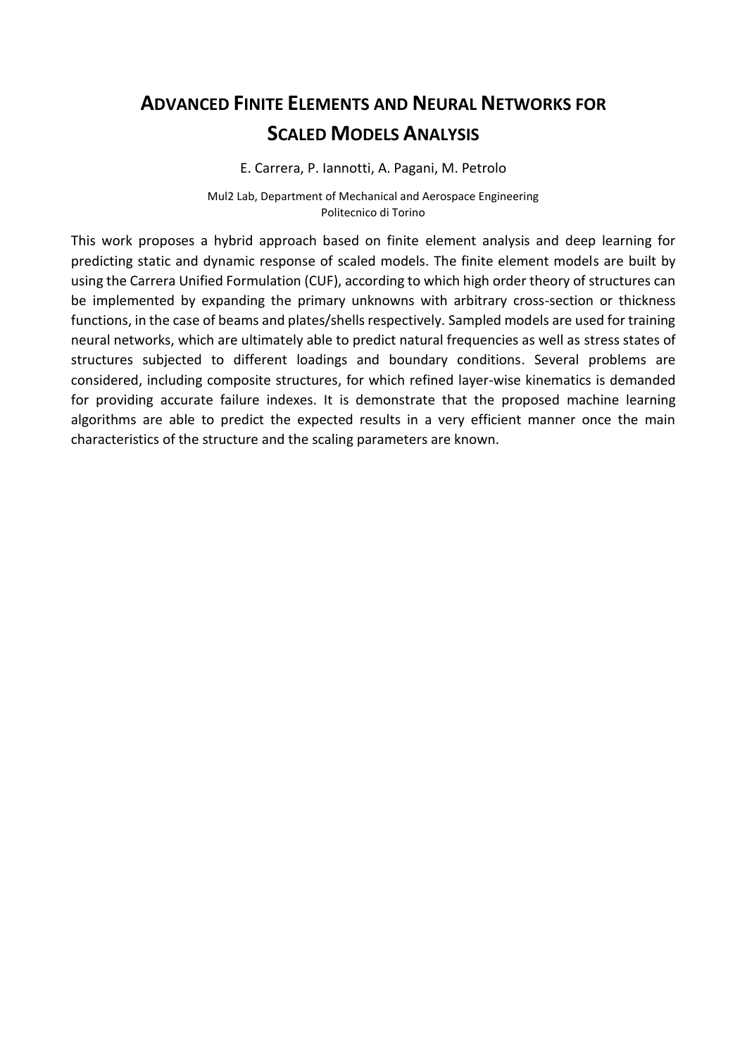# ADVANCED FINITE ELEMENTS AND NEURAL NETWORKS FOR SCALED MODELS ANALYSIS

E. Carrera, P. Iannotti, A. Pagani, M. Petrolo

Mul2 Lab, Department of Mechanical and Aerospace Engineering
Politecnico di Torino

This work proposes a hybrid approach based on finite element analysis and deep learning for predicting static and dynamic response of scaled models. The finite element models are built by using the Carrera Unified Formulation (CUF), according to which high order theory of structures can be implemented by expanding the primary unknowns with arbitrary cross-section or thickness functions, in the case of beams and plates/shells respectively. Sampled models are used for training neural networks, which are ultimately able to predict natural frequencies as well as stress states of structures subjected to different loadings and boundary conditions. Several problems are considered, including composite structures, for which refined layer-wise kinematics is demanded for providing accurate failure indexes. It is demonstrate that the proposed machine learning algorithms are able to predict the expected results in a very efficient manner once the main characteristics of the structure and the scaling parameters are known.